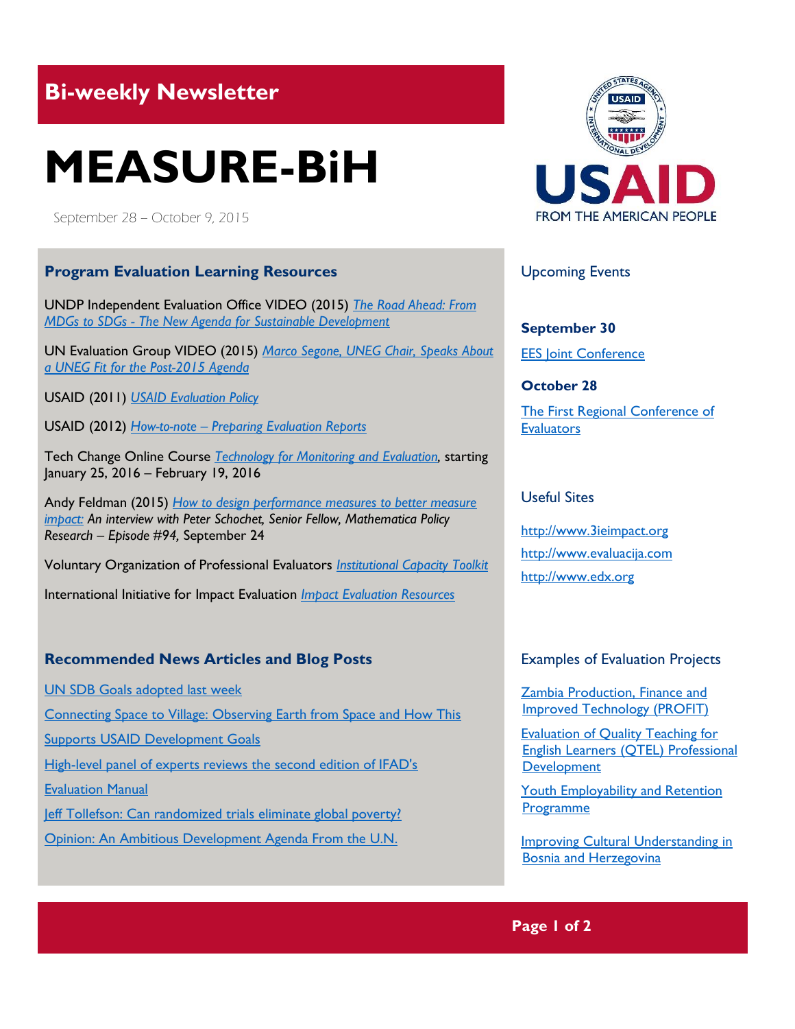## Bi-weekly Newsletter

# MEASURE-BiH

September 28 – October 9, 2015

USAID FROM THE AMERICAN PEOPLE

### Program Evaluation Learning Resources

UNDP Independent Evaluation Office VIDEO (2015) *The Road Ahead: From MDGs to SDGs - The New Agenda for Sustainable Development*

UN Evaluation Group VIDEO (2015) *Marco Segone, UNEG Chair, Speaks About a UNEG Fit for the Post-2015 Agenda*

USAID (2011) *USAID Evaluation Policy*

USAID (2012) *How-to-note – Preparing Evaluation Reports*

Tech Change Online Course *Technology for Monitoring and Evaluation*, starting January 25, 2016 – February 19, 2016

Andy Feldman (2015) *How to design performance measures to better measure impact:* *An interview with Peter Schochet, Senior Fellow, Mathematica Policy Research – Episode #94,* September 24

Voluntary Organization of Professional Evaluators *Institutional Capacity Toolkit*

International Initiative for Impact Evaluation *Impact Evaluation Resources*

### Recommended News Articles and Blog Posts

UN SDB Goals adopted last week

Connecting Space to Village: Observing Earth from Space and How This Supports USAID Development Goals

High-level panel of experts reviews the second edition of IFAD's Evaluation Manual

Jeff Tollefson: Can randomized trials eliminate global poverty?

Opinion: An Ambitious Development Agenda From the U.N.

### Upcoming Events

**September 30**

EES Joint Conference

**October 28**

The First Regional Conference of Evaluators

### Useful Sites

http://www.3ieimpact.org

http://www.evaluacija.com

http://www.edx.org

### Examples of Evaluation Projects

Zambia Production, Finance and Improved Technology (PROFIT)

Evaluation of Quality Teaching for English Learners (QTEL) Professional Development

Youth Employability and Retention Programme

Improving Cultural Understanding in Bosnia and Herzegovina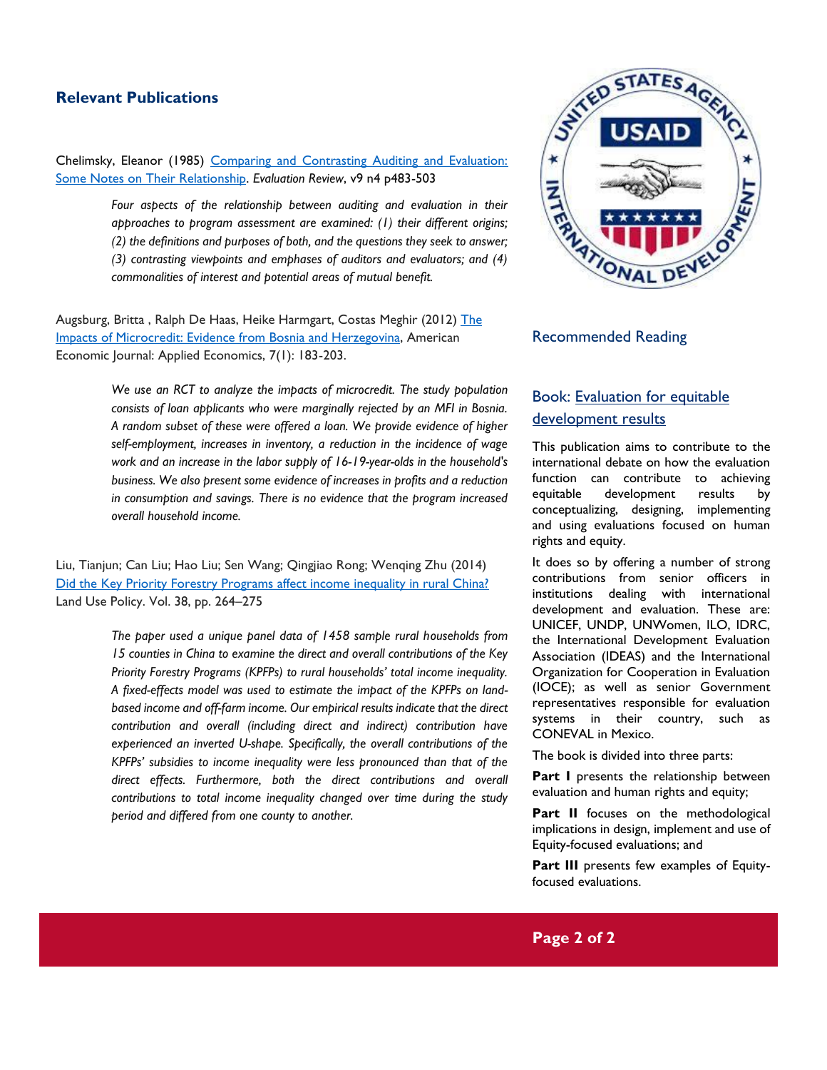## Relevant Publications

Chelimsky, Eleanor (1985) [Comparing and Contrasting Auditing and Evaluation: Some Notes on Their Relationship](). *Evaluation Review*, v9 n4 p483-503

> *Four aspects of the relationship between auditing and evaluation in their approaches to program assessment are examined: (1) their different origins; (2) the definitions and purposes of both, and the questions they seek to answer; (3) contrasting viewpoints and emphases of auditors and evaluators; and (4) commonalities of interest and potential areas of mutual benefit.*

Augsburg, Britta , Ralph De Haas, Heike Harmgart, Costas Meghir (2012) [The Impacts of Microcredit: Evidence from Bosnia and Herzegovina](), American Economic Journal: Applied Economics, 7(1): 183-203.

> *We use an RCT to analyze the impacts of microcredit. The study population consists of loan applicants who were marginally rejected by an MFI in Bosnia. A random subset of these were offered a loan. We provide evidence of higher self-employment, increases in inventory, a reduction in the incidence of wage work and an increase in the labor supply of 16-19-year-olds in the household's business. We also present some evidence of increases in profits and a reduction in consumption and savings. There is no evidence that the program increased overall household income.*

Liu, Tianjun; Can Liu; Hao Liu; Sen Wang; Qingjiao Rong; Wenqing Zhu (2014) [Did the Key Priority Forestry Programs affect income inequality in rural China?]() Land Use Policy. Vol. 38, pp. 264–275

> *The paper used a unique panel data of 1458 sample rural households from 15 counties in China to examine the direct and overall contributions of the Key Priority Forestry Programs (KPFPs) to rural households' total income inequality. A fixed-effects model was used to estimate the impact of the KPFPs on land-based income and off-farm income. Our empirical results indicate that the direct contribution and overall (including direct and indirect) contribution have experienced an inverted U-shape. Specifically, the overall contributions of the KPFPs' subsidies to income inequality were less pronounced than that of the direct effects. Furthermore, both the direct contributions and overall contributions to total income inequality changed over time during the study period and differed from one county to another.*

### Recommended Reading

### Book: [Evaluation for equitable development results]()

This publication aims to contribute to the international debate on how the evaluation function can contribute to achieving equitable development results by conceptualizing, designing, implementing and using evaluations focused on human rights and equity.

It does so by offering a number of strong contributions from senior officers in institutions dealing with international development and evaluation. These are: UNICEF, UNDP, UNWomen, ILO, IDRC, the International Development Evaluation Association (IDEAS) and the International Organization for Cooperation in Evaluation (IOCE); as well as senior Government representatives responsible for evaluation systems in their country, such as CONEVAL in Mexico.

The book is divided into three parts:

**Part I** presents the relationship between evaluation and human rights and equity;

**Part II** focuses on the methodological implications in design, implement and use of Equity-focused evaluations; and

**Part III** presents few examples of Equity-focused evaluations.